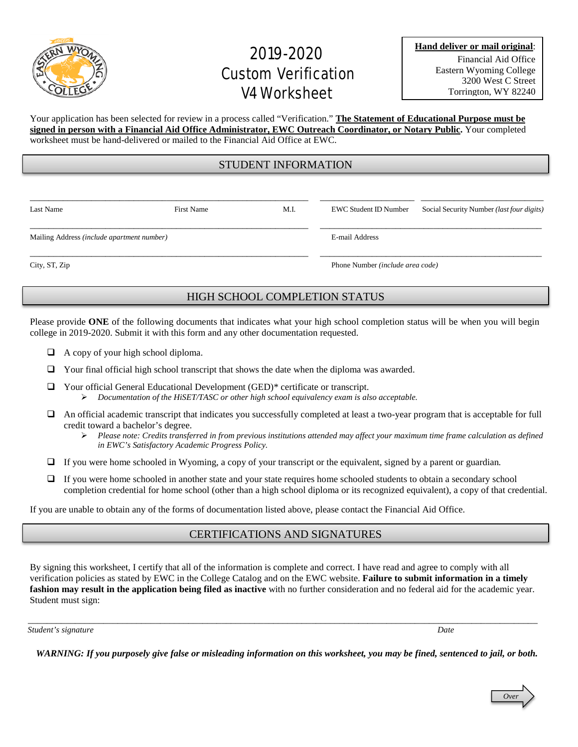# 2019-2020 Custom Verification V4 Worksheet

**Hand deliver or mail original:**
Financial Aid Office
Eastern Wyoming College
3200 West C Street
Torrington, WY 82240

Your application has been selected for review in a process called "Verification." **The Statement of Educational Purpose must be signed in person with a Financial Aid Office Administrator, EWC Outreach Coordinator, or Notary Public.** Your completed worksheet must be hand-delivered or mailed to the Financial Aid Office at EWC.

## STUDENT INFORMATION

| | | | | |
|---|---|---|---|---|
| ____________ | ____________ | ____ | ____________ | ____________ |
| Last Name | First Name | M.I. | EWC Student ID Number | Social Security Number *(last four digits)* |

| | |
|---|---|
| ____________________ | ____________________ |
| Mailing Address *(include apartment number)* | E-mail Address |
| ____________________ | ____________________ |
| City, ST, Zip | Phone Number *(include area code)* |

## HIGH SCHOOL COMPLETION STATUS

Please provide **ONE** of the following documents that indicates what your high school completion status will be when you will begin college in 2019-2020. Submit it with this form and any other documentation requested.

- ☐ A copy of your high school diploma.
- ☐ Your final official high school transcript that shows the date when the diploma was awarded.
- ☐ Your official General Educational Development (GED)* certificate or transcript.
  - ➢ *Documentation of the HiSET/TASC or other high school equivalency exam is also acceptable.*
- ☐ An official academic transcript that indicates you successfully completed at least a two-year program that is acceptable for full credit toward a bachelor's degree.
  - ➢ *Please note: Credits transferred in from previous institutions attended may affect your maximum time frame calculation as defined in EWC's Satisfactory Academic Progress Policy.*
- ☐ If you were home schooled in Wyoming, a copy of your transcript or the equivalent, signed by a parent or guardian.
- ☐ If you were home schooled in another state and your state requires home schooled students to obtain a secondary school completion credential for home school (other than a high school diploma or its recognized equivalent), a copy of that credential.

If you are unable to obtain any of the forms of documentation listed above, please contact the Financial Aid Office.

## CERTIFICATIONS AND SIGNATURES

By signing this worksheet, I certify that all of the information is complete and correct. I have read and agree to comply with all verification policies as stated by EWC in the College Catalog and on the EWC website. **Failure to submit information in a timely fashion may result in the application being filed as inactive** with no further consideration and no federal aid for the academic year. Student must sign:

______________________________________________________________________

*Student's signature* *Date*

***WARNING: If you purposely give false or misleading information on this worksheet, you may be fined, sentenced to jail, or both.***

*Over*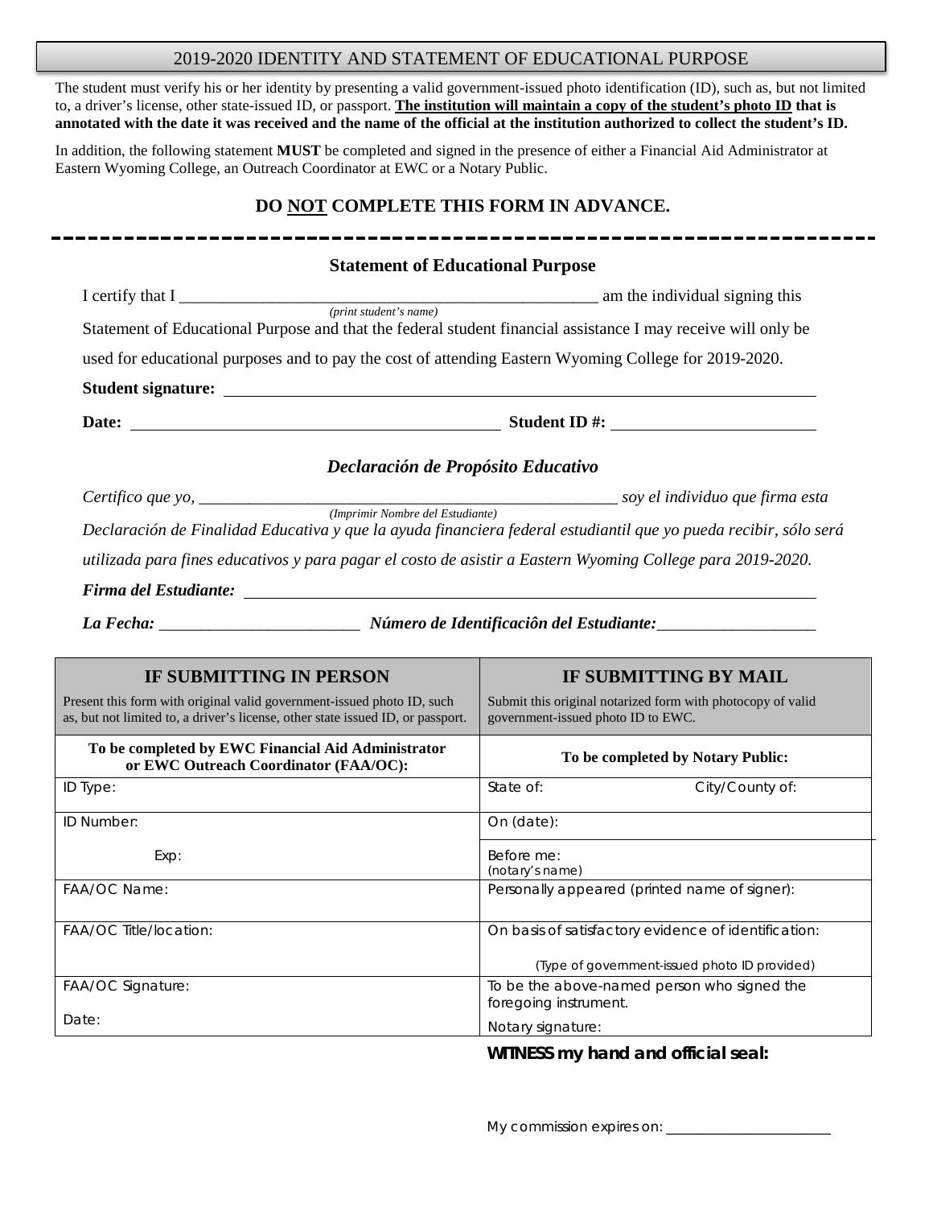# 2019-2020 IDENTITY AND STATEMENT OF EDUCATIONAL PURPOSE

The student must verify his or her identity by presenting a valid government-issued photo identification (ID), such as, but not limited to, a driver's license, other state-issued ID, or passport. **The institution will maintain a copy of the student's photo ID that is annotated with the date it was received and the name of the official at the institution authorized to collect the student's ID.**

In addition, the following statement **MUST** be completed and signed in the presence of either a Financial Aid Administrator at Eastern Wyoming College, an Outreach Coordinator at EWC or a Notary Public.

**DO NOT COMPLETE THIS FORM IN ADVANCE.**

---

## Statement of Educational Purpose

I certify that I ___________________________________________________ am the individual signing this
*(print student's name)*
Statement of Educational Purpose and that the federal student financial assistance I may receive will only be used for educational purposes and to pay the cost of attending Eastern Wyoming College for 2019-2020.

**Student signature:** ______________________________________________________________________

**Date:** ____________________________________________ **Student ID #:** ________________________

## *Declaración de Propósito Educativo*

*Certifico que yo,* ___________________________________________________ *soy el individuo que firma esta*
*(Imprimir Nombre del Estudiante)*
*Declaración de Finalidad Educativa y que la ayuda financiera federal estudiantil que yo pueda recibir, sólo será utilizada para fines educativos y para pagar el costo de asistir a Eastern Wyoming College para 2019-2020.*

***Firma del Estudiante:*** ______________________________________________________________________

***La Fecha:*** ________________________ ***Número de Identificaciôn del Estudiante:***___________________

| **IF SUBMITTING IN PERSON**<br>Present this form with original valid government-issued photo ID, such as, but not limited to, a driver's license, other state issued ID, or passport. | **IF SUBMITTING BY MAIL**<br>Submit this original notarized form with photocopy of valid government-issued photo ID to EWC. |
|---|---|
| **To be completed by EWC Financial Aid Administrator or EWC Outreach Coordinator (FAA/OC):** | **To be completed by Notary Public:** |
| ID Type: | State of: City/County of: |
| ID Number: | On (date): |
| Exp: | Before me:<br>(notary's name) |
| FAA/OC Name: | Personally appeared (printed name of signer): |
| FAA/OC Title/location: | On basis of satisfactory evidence of identification:<br>(Type of government-issued photo ID provided) |
| FAA/OC Signature:<br>Date: | To be the above-named person who signed the foregoing instrument.<br>Notary signature: |

**WITNESS my hand and official seal:**

My commission expires on: ______________________